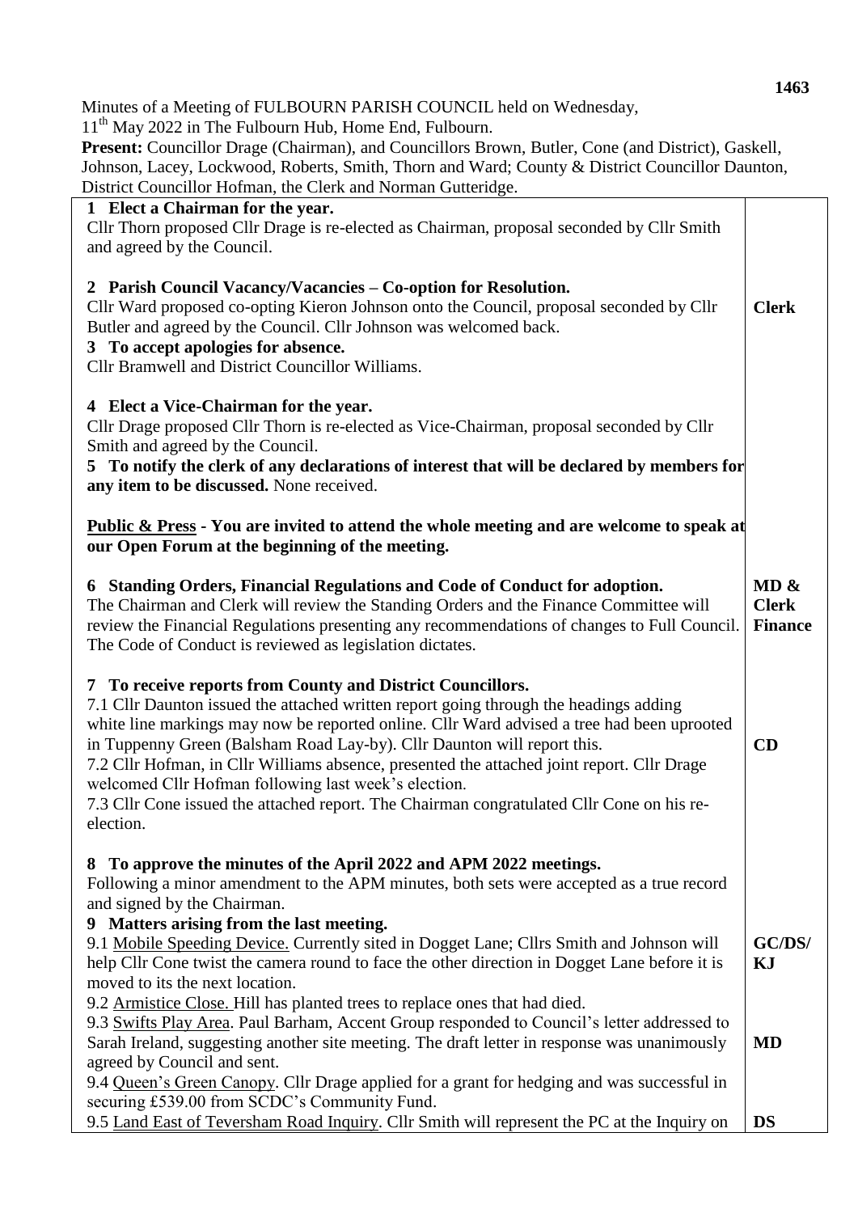Minutes of a Meeting of FULBOURN PARISH COUNCIL held on Wednesday, 11th May 2022 in The Fulbourn Hub, Home End, Fulbourn.

**Present:** Councillor Drage (Chairman), and Councillors Brown, Butler, Cone (and District), Gaskell, Johnson, Lacey, Lockwood, Roberts, Smith, Thorn and Ward; County & District Councillor Daunton, District Councillor Hofman, the Clerk and Norman Gutteridge.

| | |
|---|---|
| **1 Elect a Chairman for the year.**<br>Cllr Thorn proposed Cllr Drage is re-elected as Chairman, proposal seconded by Cllr Smith and agreed by the Council. | |
| **2 Parish Council Vacancy/Vacancies – Co-option for Resolution.**<br>Cllr Ward proposed co-opting Kieron Johnson onto the Council, proposal seconded by Cllr Butler and agreed by the Council. Cllr Johnson was welcomed back. | **Clerk** |
| **3 To accept apologies for absence.**<br>Cllr Bramwell and District Councillor Williams. | |
| **4 Elect a Vice-Chairman for the year.**<br>Cllr Drage proposed Cllr Thorn is re-elected as Vice-Chairman, proposal seconded by Cllr Smith and agreed by the Council. | |
| **5 To notify the clerk of any declarations of interest that will be declared by members for any item to be discussed.** None received. | |
| **Public & Press - You are invited to attend the whole meeting and are welcome to speak at our Open Forum at the beginning of the meeting.** | |
| **6 Standing Orders, Financial Regulations and Code of Conduct for adoption.**<br>The Chairman and Clerk will review the Standing Orders and the Finance Committee will review the Financial Regulations presenting any recommendations of changes to Full Council. The Code of Conduct is reviewed as legislation dictates. | **MD & Clerk Finance** |
| **7 To receive reports from County and District Councillors.**<br>7.1 Cllr Daunton issued the attached written report going through the headings adding white line markings may now be reported online. Cllr Ward advised a tree had been uprooted in Tuppenny Green (Balsham Road Lay-by). Cllr Daunton will report this.<br>7.2 Cllr Hofman, in Cllr Williams absence, presented the attached joint report. Cllr Drage welcomed Cllr Hofman following last week's election.<br>7.3 Cllr Cone issued the attached report. The Chairman congratulated Cllr Cone on his re-election. | **CD** |
| **8 To approve the minutes of the April 2022 and APM 2022 meetings.**<br>Following a minor amendment to the APM minutes, both sets were accepted as a true record and signed by the Chairman. | |
| **9 Matters arising from the last meeting.**<br>9.1 Mobile Speeding Device. Currently sited in Dogget Lane; Cllrs Smith and Johnson will help Cllr Cone twist the camera round to face the other direction in Dogget Lane before it is moved to its the next location. | **GC/DS/ KJ** |
| 9.2 Armistice Close. Hill has planted trees to replace ones that had died. | |
| 9.3 Swifts Play Area. Paul Barham, Accent Group responded to Council's letter addressed to Sarah Ireland, suggesting another site meeting. The draft letter in response was unanimously agreed by Council and sent. | **MD** |
| 9.4 Queen's Green Canopy. Cllr Drage applied for a grant for hedging and was successful in securing £539.00 from SCDC's Community Fund. | |
| 9.5 Land East of Teversham Road Inquiry. Cllr Smith will represent the PC at the Inquiry on | **DS** |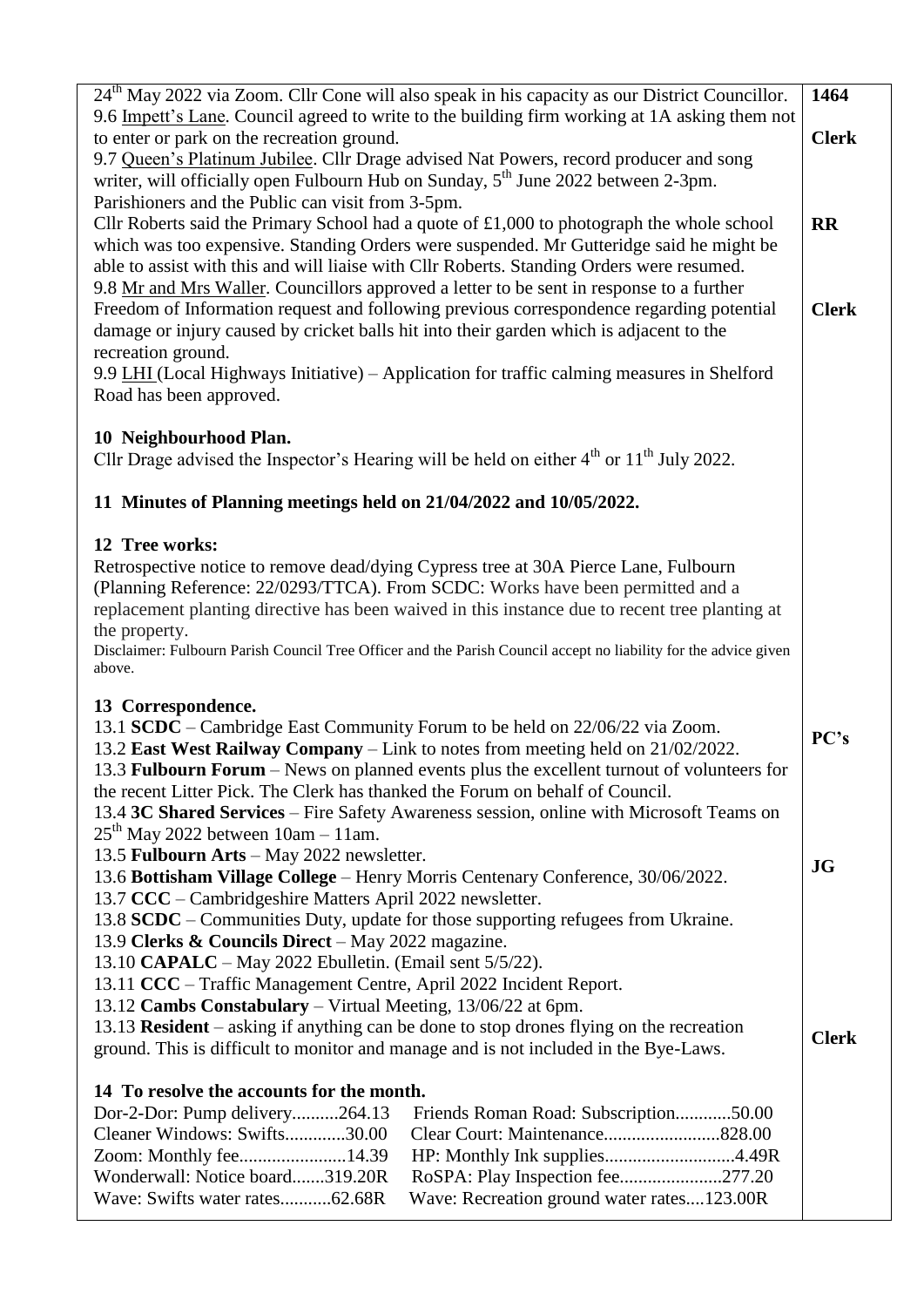| | |
|---|---|
| 24th May 2022 via Zoom. Cllr Cone will also speak in his capacity as our District Councillor. | 1464 |
| 9.6 Impett's Lane. Council agreed to write to the building firm working at 1A asking them not to enter or park on the recreation ground. | **Clerk** |
| 9.7 Queen's Platinum Jubilee. Cllr Drage advised Nat Powers, record producer and song writer, will officially open Fulbourn Hub on Sunday, 5th June 2022 between 2-3pm. Parishioners and the Public can visit from 3-5pm. | |
| Cllr Roberts said the Primary School had a quote of £1,000 to photograph the whole school which was too expensive. Standing Orders were suspended. Mr Gutteridge said he might be able to assist with this and will liaise with Cllr Roberts. Standing Orders were resumed. | **RR** |
| 9.8 Mr and Mrs Waller. Councillors approved a letter to be sent in response to a further Freedom of Information request and following previous correspondence regarding potential damage or injury caused by cricket balls hit into their garden which is adjacent to the recreation ground. | **Clerk** |
| 9.9 LHI (Local Highways Initiative) – Application for traffic calming measures in Shelford Road has been approved. | |
| **10 Neighbourhood Plan.**<br>Cllr Drage advised the Inspector's Hearing will be held on either 4th or 11th July 2022. | |
| **11 Minutes of Planning meetings held on 21/04/2022 and 10/05/2022.** | |
| **12 Tree works:**<br>Retrospective notice to remove dead/dying Cypress tree at 30A Pierce Lane, Fulbourn (Planning Reference: 22/0293/TTCA). From SCDC: Works have been permitted and a replacement planting directive has been waived in this instance due to recent tree planting at the property.<br>Disclaimer: Fulbourn Parish Council Tree Officer and the Parish Council accept no liability for the advice given above. | |
| **13 Correspondence.**<br>13.1 **SCDC** – Cambridge East Community Forum to be held on 22/06/22 via Zoom.<br>13.2 **East West Railway Company** – Link to notes from meeting held on 21/02/2022. | **PC's** |
| 13.3 **Fulbourn Forum** – News on planned events plus the excellent turnout of volunteers for the recent Litter Pick. The Clerk has thanked the Forum on behalf of Council.<br>13.4 **3C Shared Services** – Fire Safety Awareness session, online with Microsoft Teams on 25th May 2022 between 10am – 11am.<br>13.5 **Fulbourn Arts** – May 2022 newsletter. | |
| 13.6 **Bottisham Village College** – Henry Morris Centenary Conference, 30/06/2022. | **JG** |
| 13.7 **CCC** – Cambridgeshire Matters April 2022 newsletter.<br>13.8 **SCDC** – Communities Duty, update for those supporting refugees from Ukraine.<br>13.9 **Clerks & Councils Direct** – May 2022 magazine.<br>13.10 **CAPALC** – May 2022 Ebulletin. (Email sent 5/5/22).<br>13.11 **CCC** – Traffic Management Centre, April 2022 Incident Report.<br>13.12 **Cambs Constabulary** – Virtual Meeting, 13/06/22 at 6pm. | |
| 13.13 **Resident** – asking if anything can be done to stop drones flying on the recreation ground. This is difficult to monitor and manage and is not included in the Bye-Laws. | **Clerk** |
| **14 To resolve the accounts for the month.**<br>Dor-2-Dor: Pump delivery..........264.13 &nbsp; Friends Roman Road: Subscription............50.00<br>Cleaner Windows: Swifts.............30.00 &nbsp; Clear Court: Maintenance........................828.00<br>Zoom: Monthly fee.......................14.39 &nbsp; HP: Monthly Ink supplies...........................4.49R<br>Wonderwall: Notice board.......319.20R &nbsp; RoSPA: Play Inspection fee......................277.20<br>Wave: Swifts water rates...........62.68R &nbsp; Wave: Recreation ground water rates....123.00R | |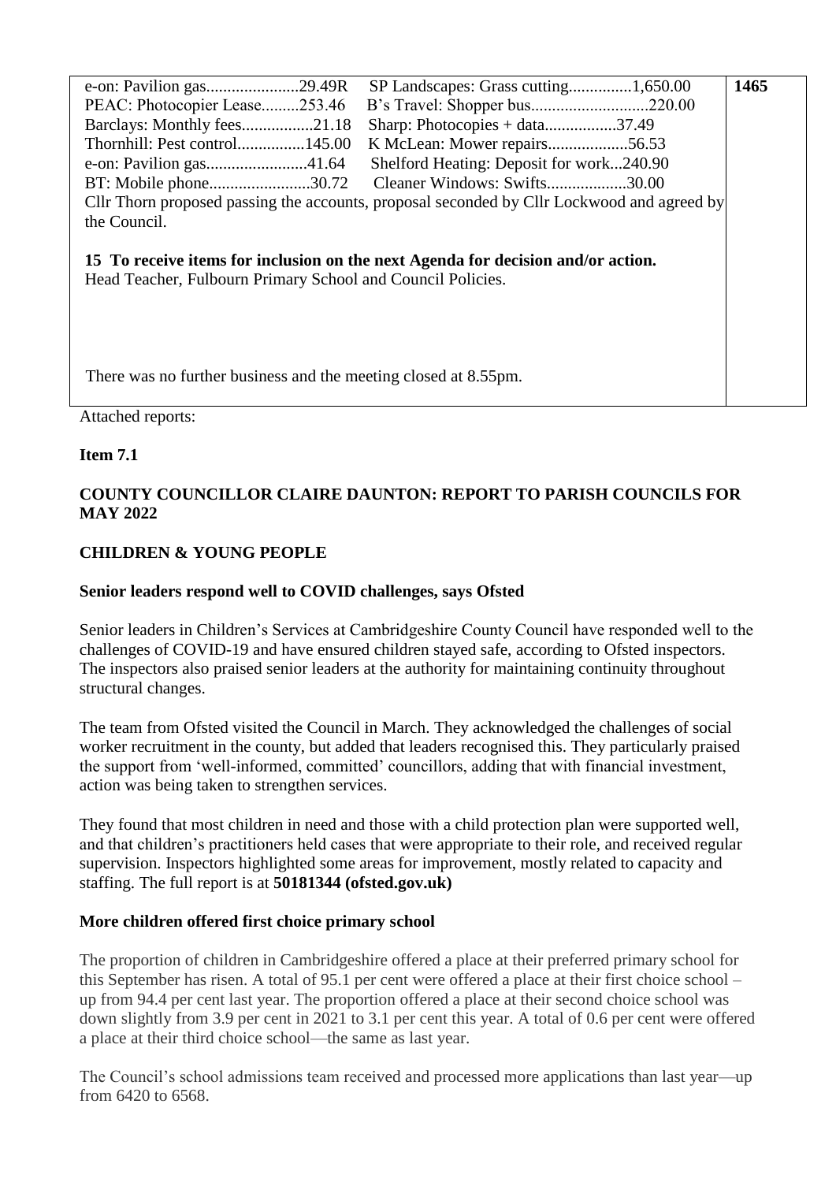| | | |
|---|---|---|
| e-on: Pavilion gas......................29.49R | SP Landscapes: Grass cutting...............1,650.00 | **1465** |
| PEAC: Photocopier Lease.........253.46 | B's Travel: Shopper bus...........................220.00 | |
| Barclays: Monthly fees.................21.18 | Sharp: Photocopies + data.................37.49 | |
| Thornhill: Pest control................145.00 | K McLean: Mower repairs...................56.53 | |
| e-on: Pavilion gas........................41.64 | Shelford Heating: Deposit for work...240.90 | |
| BT: Mobile phone........................30.72 | Cleaner Windows: Swifts...................30.00 | |

Cllr Thorn proposed passing the accounts, proposal seconded by Cllr Lockwood and agreed by the Council.

**15 To receive items for inclusion on the next Agenda for decision and/or action.**
Head Teacher, Fulbourn Primary School and Council Policies.

There was no further business and the meeting closed at 8.55pm.

Attached reports:

**Item 7.1**

**COUNTY COUNCILLOR CLAIRE DAUNTON: REPORT TO PARISH COUNCILS FOR MAY 2022**

**CHILDREN & YOUNG PEOPLE**

**Senior leaders respond well to COVID challenges, says Ofsted**

Senior leaders in Children's Services at Cambridgeshire County Council have responded well to the challenges of COVID-19 and have ensured children stayed safe, according to Ofsted inspectors. The inspectors also praised senior leaders at the authority for maintaining continuity throughout structural changes.

The team from Ofsted visited the Council in March. They acknowledged the challenges of social worker recruitment in the county, but added that leaders recognised this. They particularly praised the support from 'well-informed, committed' councillors, adding that with financial investment, action was being taken to strengthen services.

They found that most children in need and those with a child protection plan were supported well, and that children's practitioners held cases that were appropriate to their role, and received regular supervision. Inspectors highlighted some areas for improvement, mostly related to capacity and staffing. The full report is at **50181344 (ofsted.gov.uk)**

**More children offered first choice primary school**

The proportion of children in Cambridgeshire offered a place at their preferred primary school for this September has risen. A total of 95.1 per cent were offered a place at their first choice school – up from 94.4 per cent last year. The proportion offered a place at their second choice school was down slightly from 3.9 per cent in 2021 to 3.1 per cent this year. A total of 0.6 per cent were offered a place at their third choice school—the same as last year.

The Council's school admissions team received and processed more applications than last year—up from 6420 to 6568.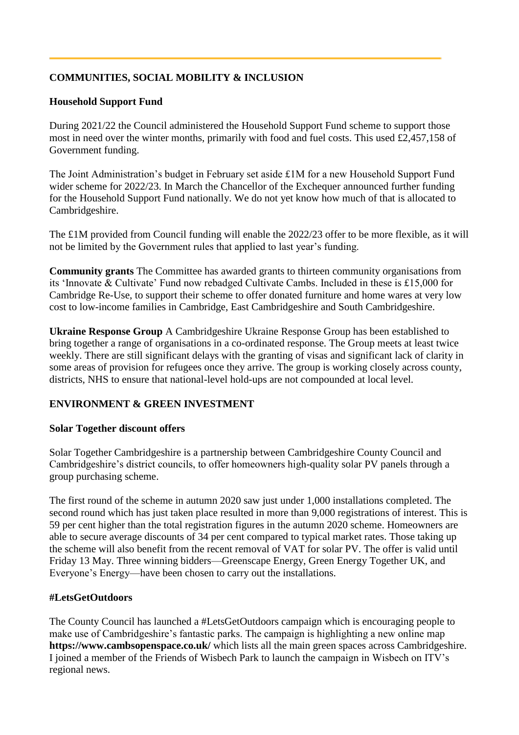## COMMUNITIES, SOCIAL MOBILITY & INCLUSION

### Household Support Fund

During 2021/22 the Council administered the Household Support Fund scheme to support those most in need over the winter months, primarily with food and fuel costs. This used £2,457,158 of Government funding.

The Joint Administration's budget in February set aside £1M for a new Household Support Fund wider scheme for 2022/23. In March the Chancellor of the Exchequer announced further funding for the Household Support Fund nationally. We do not yet know how much of that is allocated to Cambridgeshire.

The £1M provided from Council funding will enable the 2022/23 offer to be more flexible, as it will not be limited by the Government rules that applied to last year's funding.

**Community grants** The Committee has awarded grants to thirteen community organisations from its 'Innovate & Cultivate' Fund now rebadged Cultivate Cambs. Included in these is £15,000 for Cambridge Re-Use, to support their scheme to offer donated furniture and home wares at very low cost to low-income families in Cambridge, East Cambridgeshire and South Cambridgeshire.

**Ukraine Response Group** A Cambridgeshire Ukraine Response Group has been established to bring together a range of organisations in a co-ordinated response. The Group meets at least twice weekly. There are still significant delays with the granting of visas and significant lack of clarity in some areas of provision for refugees once they arrive. The group is working closely across county, districts, NHS to ensure that national-level hold-ups are not compounded at local level.

## ENVIRONMENT & GREEN INVESTMENT

### Solar Together discount offers

Solar Together Cambridgeshire is a partnership between Cambridgeshire County Council and Cambridgeshire's district councils, to offer homeowners high-quality solar PV panels through a group purchasing scheme.

The first round of the scheme in autumn 2020 saw just under 1,000 installations completed. The second round which has just taken place resulted in more than 9,000 registrations of interest. This is 59 per cent higher than the total registration figures in the autumn 2020 scheme. Homeowners are able to secure average discounts of 34 per cent compared to typical market rates. Those taking up the scheme will also benefit from the recent removal of VAT for solar PV. The offer is valid until Friday 13 May. Three winning bidders—Greenscape Energy, Green Energy Together UK, and Everyone's Energy—have been chosen to carry out the installations.

### #LetsGetOutdoors

The County Council has launched a #LetsGetOutdoors campaign which is encouraging people to make use of Cambridgeshire's fantastic parks. The campaign is highlighting a new online map **https://www.cambsopenspace.co.uk/** which lists all the main green spaces across Cambridgeshire. I joined a member of the Friends of Wisbech Park to launch the campaign in Wisbech on ITV's regional news.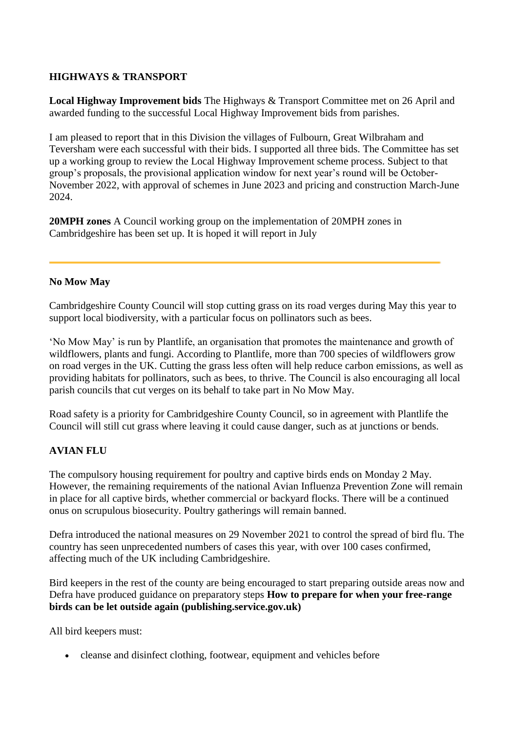## HIGHWAYS & TRANSPORT

**Local Highway Improvement bids** The Highways & Transport Committee met on 26 April and awarded funding to the successful Local Highway Improvement bids from parishes.

I am pleased to report that in this Division the villages of Fulbourn, Great Wilbraham and Teversham were each successful with their bids. I supported all three bids. The Committee has set up a working group to review the Local Highway Improvement scheme process. Subject to that group's proposals, the provisional application window for next year's round will be October-November 2022, with approval of schemes in June 2023 and pricing and construction March-June 2024.

**20MPH zones** A Council working group on the implementation of 20MPH zones in Cambridgeshire has been set up. It is hoped it will report in July

---

**No Mow May**

Cambridgeshire County Council will stop cutting grass on its road verges during May this year to support local biodiversity, with a particular focus on pollinators such as bees.

'No Mow May' is run by Plantlife, an organisation that promotes the maintenance and growth of wildflowers, plants and fungi. According to Plantlife, more than 700 species of wildflowers grow on road verges in the UK. Cutting the grass less often will help reduce carbon emissions, as well as providing habitats for pollinators, such as bees, to thrive. The Council is also encouraging all local parish councils that cut verges on its behalf to take part in No Mow May.

Road safety is a priority for Cambridgeshire County Council, so in agreement with Plantlife the Council will still cut grass where leaving it could cause danger, such as at junctions or bends.

## AVIAN FLU

The compulsory housing requirement for poultry and captive birds ends on Monday 2 May. However, the remaining requirements of the national Avian Influenza Prevention Zone will remain in place for all captive birds, whether commercial or backyard flocks. There will be a continued onus on scrupulous biosecurity. Poultry gatherings will remain banned.

Defra introduced the national measures on 29 November 2021 to control the spread of bird flu. The country has seen unprecedented numbers of cases this year, with over 100 cases confirmed, affecting much of the UK including Cambridgeshire.

Bird keepers in the rest of the county are being encouraged to start preparing outside areas now and Defra have produced guidance on preparatory steps **How to prepare for when your free-range birds can be let outside again (publishing.service.gov.uk)**

All bird keepers must:

- cleanse and disinfect clothing, footwear, equipment and vehicles before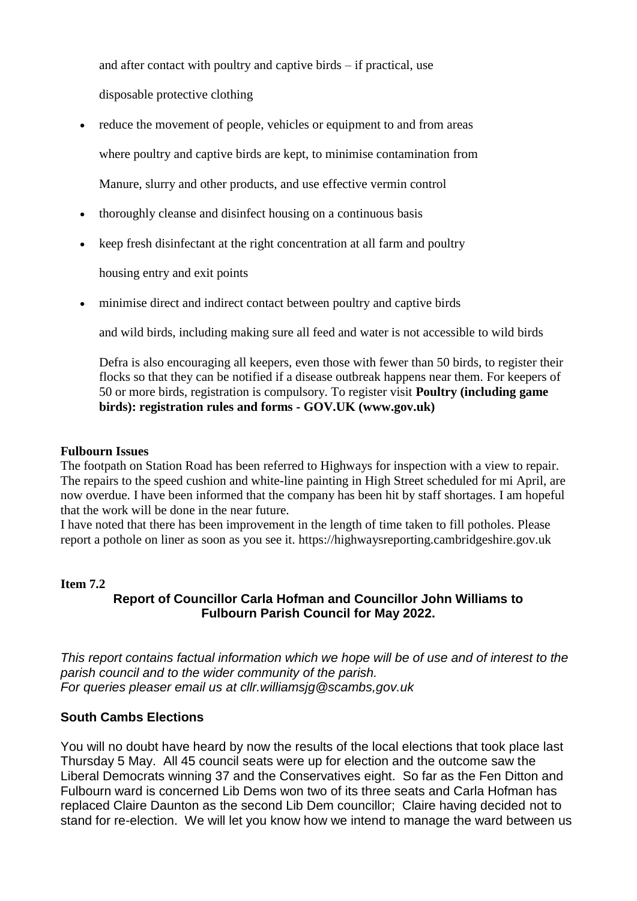and after contact with poultry and captive birds – if practical, use disposable protective clothing

- reduce the movement of people, vehicles or equipment to and from areas where poultry and captive birds are kept, to minimise contamination from Manure, slurry and other products, and use effective vermin control
- thoroughly cleanse and disinfect housing on a continuous basis
- keep fresh disinfectant at the right concentration at all farm and poultry housing entry and exit points
- minimise direct and indirect contact between poultry and captive birds and wild birds, including making sure all feed and water is not accessible to wild birds

Defra is also encouraging all keepers, even those with fewer than 50 birds, to register their flocks so that they can be notified if a disease outbreak happens near them. For keepers of 50 or more birds, registration is compulsory. To register visit **Poultry (including game birds): registration rules and forms - GOV.UK (www.gov.uk)**

**Fulbourn Issues**

The footpath on Station Road has been referred to Highways for inspection with a view to repair. The repairs to the speed cushion and white-line painting in High Street scheduled for mi April, are now overdue. I have been informed that the company has been hit by staff shortages. I am hopeful that the work will be done in the near future.

I have noted that there has been improvement in the length of time taken to fill potholes. Please report a pothole on liner as soon as you see it. https://highwaysreporting.cambridgeshire.gov.uk

**Item 7.2**

**Report of Councillor Carla Hofman and Councillor John Williams to Fulbourn Parish Council for May 2022.**

*This report contains factual information which we hope will be of use and of interest to the parish council and to the wider community of the parish.*
*For queries pleaser email us at cllr.williamsjg@scambs,gov.uk*

## South Cambs Elections

You will no doubt have heard by now the results of the local elections that took place last Thursday 5 May. All 45 council seats were up for election and the outcome saw the Liberal Democrats winning 37 and the Conservatives eight. So far as the Fen Ditton and Fulbourn ward is concerned Lib Dems won two of its three seats and Carla Hofman has replaced Claire Daunton as the second Lib Dem councillor; Claire having decided not to stand for re-election. We will let you know how we intend to manage the ward between us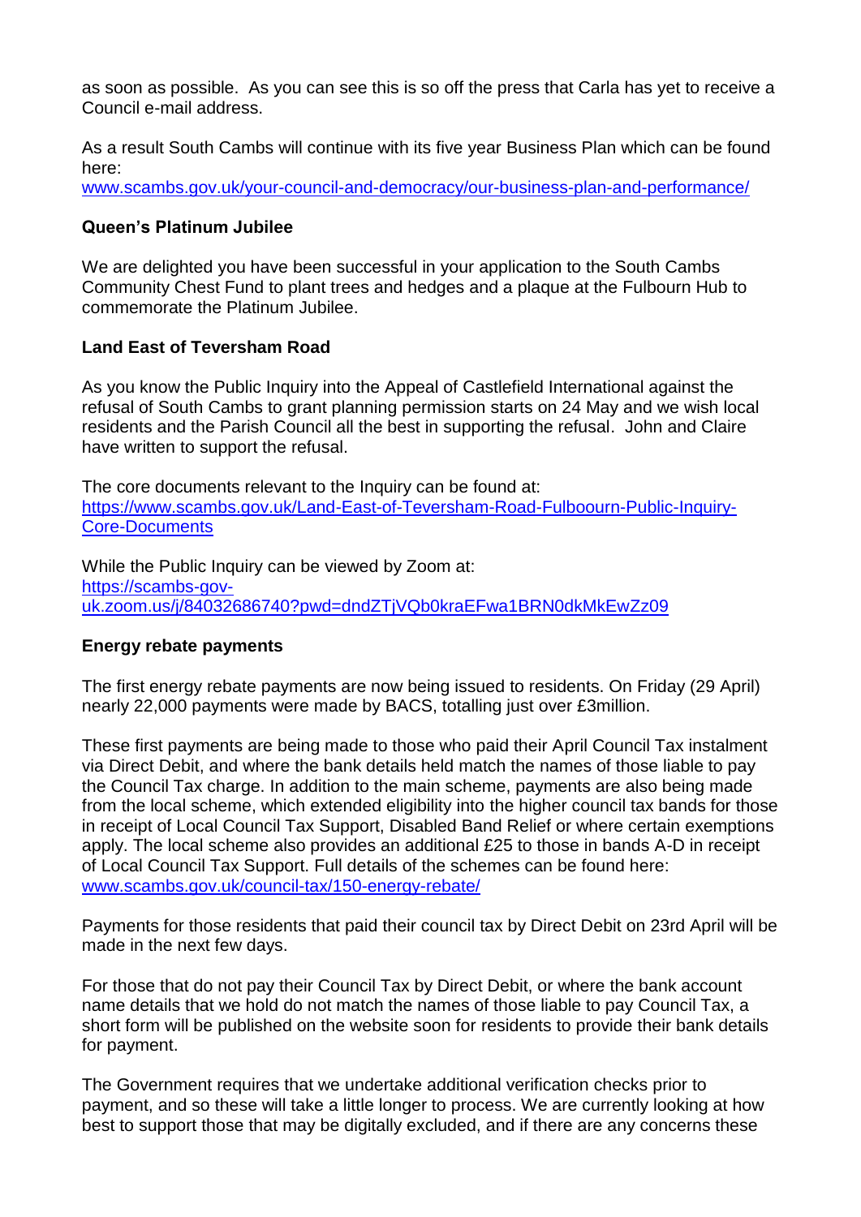as soon as possible. As you can see this is so off the press that Carla has yet to receive a Council e-mail address.

As a result South Cambs will continue with its five year Business Plan which can be found here:
[www.scambs.gov.uk/your-council-and-democracy/our-business-plan-and-performance/](www.scambs.gov.uk/your-council-and-democracy/our-business-plan-and-performance/)

**Queen's Platinum Jubilee**

We are delighted you have been successful in your application to the South Cambs Community Chest Fund to plant trees and hedges and a plaque at the Fulbourn Hub to commemorate the Platinum Jubilee.

**Land East of Teversham Road**

As you know the Public Inquiry into the Appeal of Castlefield International against the refusal of South Cambs to grant planning permission starts on 24 May and we wish local residents and the Parish Council all the best in supporting the refusal. John and Claire have written to support the refusal.

The core documents relevant to the Inquiry can be found at:
[https://www.scambs.gov.uk/Land-East-of-Teversham-Road-Fulboourn-Public-Inquiry-Core-Documents](https://www.scambs.gov.uk/Land-East-of-Teversham-Road-Fulboourn-Public-Inquiry-Core-Documents)

While the Public Inquiry can be viewed by Zoom at:
[https://scambs-gov-uk.zoom.us/j/84032686740?pwd=dndZTjVQb0kraEFwa1BRN0dkMkEwZz09](https://scambs-gov-uk.zoom.us/j/84032686740?pwd=dndZTjVQb0kraEFwa1BRN0dkMkEwZz09)

**Energy rebate payments**

The first energy rebate payments are now being issued to residents. On Friday (29 April) nearly 22,000 payments were made by BACS, totalling just over £3million.

These first payments are being made to those who paid their April Council Tax instalment via Direct Debit, and where the bank details held match the names of those liable to pay the Council Tax charge. In addition to the main scheme, payments are also being made from the local scheme, which extended eligibility into the higher council tax bands for those in receipt of Local Council Tax Support, Disabled Band Relief or where certain exemptions apply. The local scheme also provides an additional £25 to those in bands A-D in receipt of Local Council Tax Support. Full details of the schemes can be found here:
[www.scambs.gov.uk/council-tax/150-energy-rebate/](www.scambs.gov.uk/council-tax/150-energy-rebate/)

Payments for those residents that paid their council tax by Direct Debit on 23rd April will be made in the next few days.

For those that do not pay their Council Tax by Direct Debit, or where the bank account name details that we hold do not match the names of those liable to pay Council Tax, a short form will be published on the website soon for residents to provide their bank details for payment.

The Government requires that we undertake additional verification checks prior to payment, and so these will take a little longer to process. We are currently looking at how best to support those that may be digitally excluded, and if there are any concerns these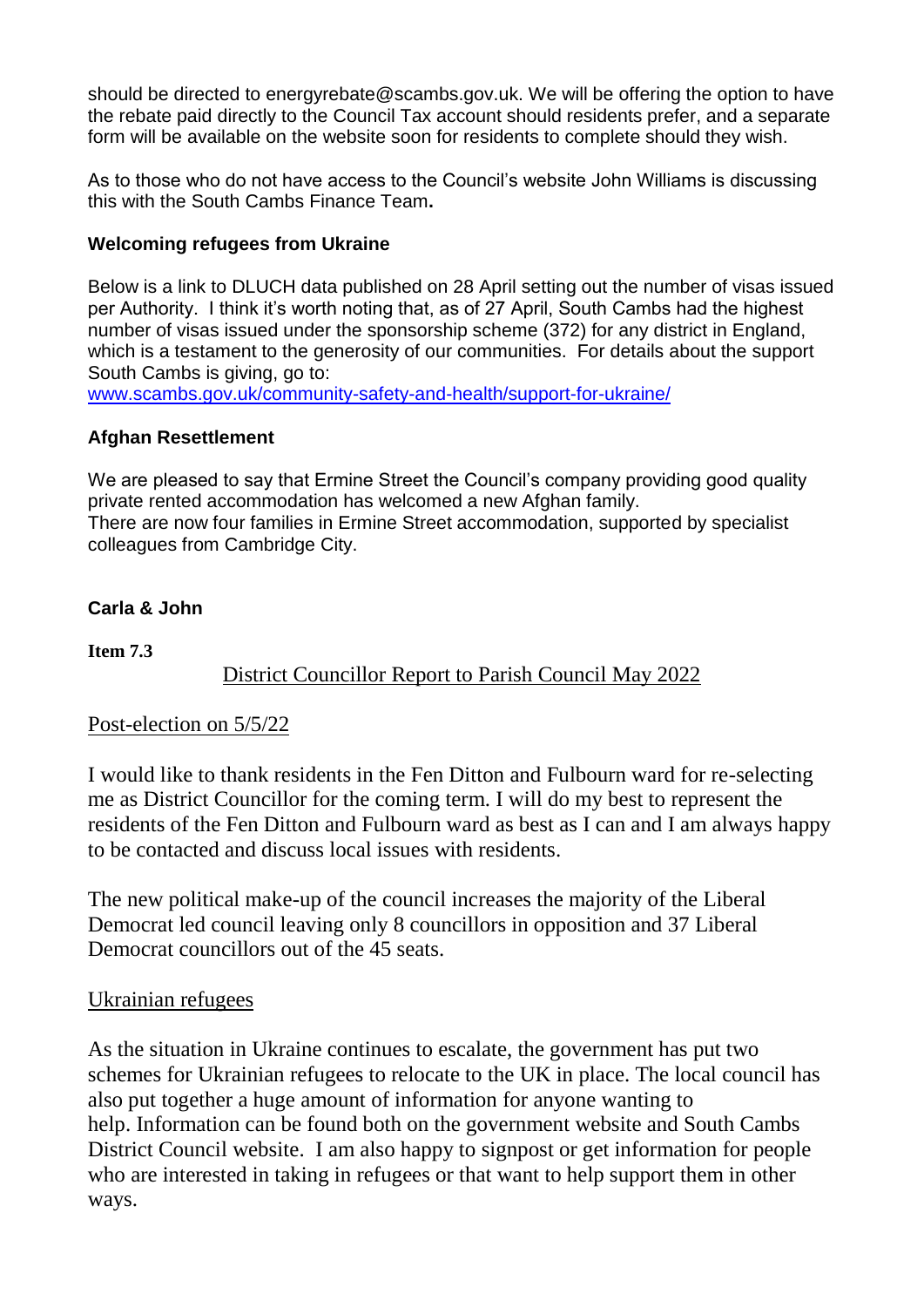should be directed to energyrebate@scambs.gov.uk. We will be offering the option to have the rebate paid directly to the Council Tax account should residents prefer, and a separate form will be available on the website soon for residents to complete should they wish.

As to those who do not have access to the Council's website John Williams is discussing this with the South Cambs Finance Team**.**

**Welcoming refugees from Ukraine**

Below is a link to DLUCH data published on 28 April setting out the number of visas issued per Authority. I think it's worth noting that, as of 27 April, South Cambs had the highest number of visas issued under the sponsorship scheme (372) for any district in England, which is a testament to the generosity of our communities. For details about the support South Cambs is giving, go to:
[www.scambs.gov.uk/community-safety-and-health/support-for-ukraine/](www.scambs.gov.uk/community-safety-and-health/support-for-ukraine/)

**Afghan Resettlement**

We are pleased to say that Ermine Street the Council's company providing good quality private rented accommodation has welcomed a new Afghan family.
There are now four families in Ermine Street accommodation, supported by specialist colleagues from Cambridge City.

**Carla & John**

**Item 7.3**

## District Councillor Report to Parish Council May 2022

### Post-election on 5/5/22

I would like to thank residents in the Fen Ditton and Fulbourn ward for re-selecting me as District Councillor for the coming term. I will do my best to represent the residents of the Fen Ditton and Fulbourn ward as best as I can and I am always happy to be contacted and discuss local issues with residents.

The new political make-up of the council increases the majority of the Liberal Democrat led council leaving only 8 councillors in opposition and 37 Liberal Democrat councillors out of the 45 seats.

### Ukrainian refugees

As the situation in Ukraine continues to escalate, the government has put two schemes for Ukrainian refugees to relocate to the UK in place. The local council has also put together a huge amount of information for anyone wanting to help. Information can be found both on the government website and South Cambs District Council website. I am also happy to signpost or get information for people who are interested in taking in refugees or that want to help support them in other ways.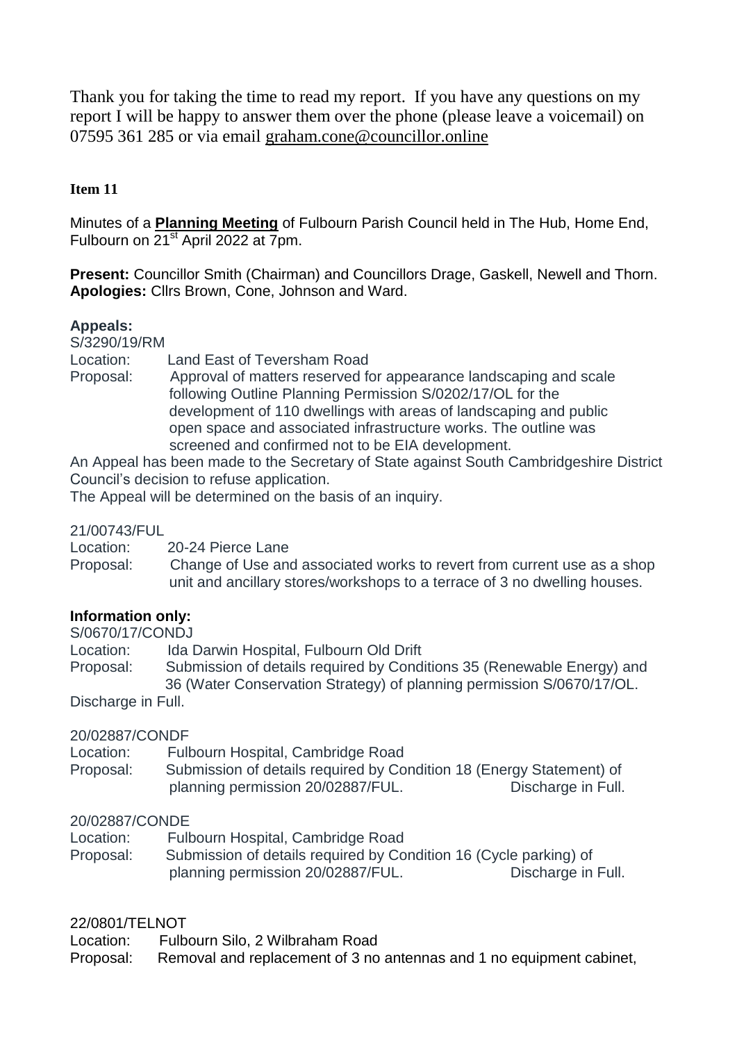Thank you for taking the time to read my report. If you have any questions on my report I will be happy to answer them over the phone (please leave a voicemail) on 07595 361 285 or via email graham.cone@councillor.online

**Item 11**

Minutes of a **Planning Meeting** of Fulbourn Parish Council held in The Hub, Home End, Fulbourn on 21st April 2022 at 7pm.

**Present:** Councillor Smith (Chairman) and Councillors Drage, Gaskell, Newell and Thorn.
**Apologies:** Cllrs Brown, Cone, Johnson and Ward.

**Appeals:**

S/3290/19/RM
Location: Land East of Teversham Road
Proposal: Approval of matters reserved for appearance landscaping and scale following Outline Planning Permission S/0202/17/OL for the development of 110 dwellings with areas of landscaping and public open space and associated infrastructure works. The outline was screened and confirmed not to be EIA development.

An Appeal has been made to the Secretary of State against South Cambridgeshire District Council's decision to refuse application.
The Appeal will be determined on the basis of an inquiry.

21/00743/FUL
Location: 20-24 Pierce Lane
Proposal: Change of Use and associated works to revert from current use as a shop unit and ancillary stores/workshops to a terrace of 3 no dwelling houses.

**Information only:**

S/0670/17/CONDJ
Location: Ida Darwin Hospital, Fulbourn Old Drift
Proposal: Submission of details required by Conditions 35 (Renewable Energy) and 36 (Water Conservation Strategy) of planning permission S/0670/17/OL.
Discharge in Full.

20/02887/CONDF
Location: Fulbourn Hospital, Cambridge Road
Proposal: Submission of details required by Condition 18 (Energy Statement) of planning permission 20/02887/FUL. Discharge in Full.

20/02887/CONDE
Location: Fulbourn Hospital, Cambridge Road
Proposal: Submission of details required by Condition 16 (Cycle parking) of planning permission 20/02887/FUL. Discharge in Full.

22/0801/TELNOT
Location: Fulbourn Silo, 2 Wilbraham Road
Proposal: Removal and replacement of 3 no antennas and 1 no equipment cabinet,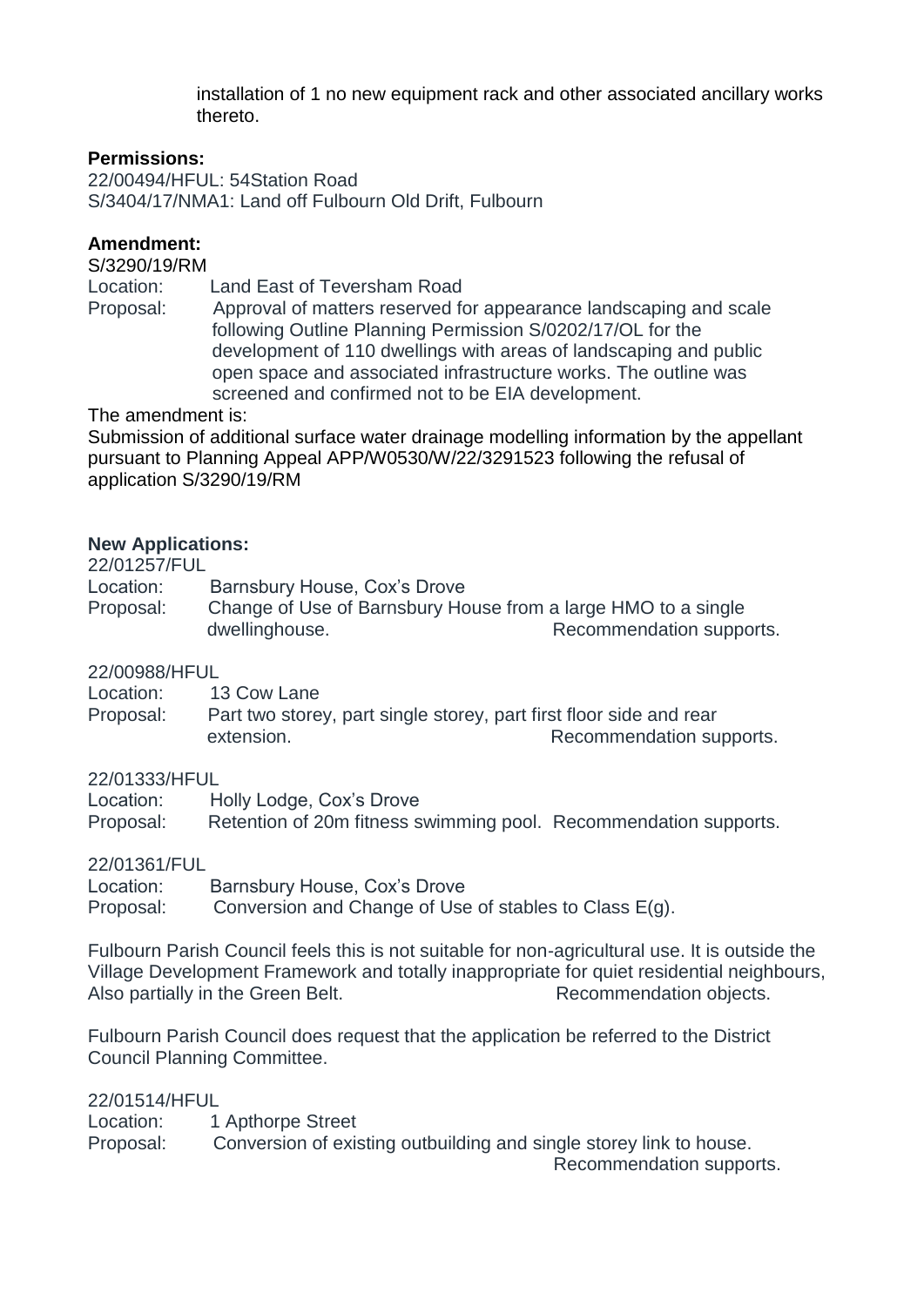installation of 1 no new equipment rack and other associated ancillary works thereto.

**Permissions:**

22/00494/HFUL: 54Station Road
S/3404/17/NMA1: Land off Fulbourn Old Drift, Fulbourn

**Amendment:**

S/3290/19/RM

Location: Land East of Teversham Road

Proposal: Approval of matters reserved for appearance landscaping and scale following Outline Planning Permission S/0202/17/OL for the development of 110 dwellings with areas of landscaping and public open space and associated infrastructure works. The outline was screened and confirmed not to be EIA development.

The amendment is:

Submission of additional surface water drainage modelling information by the appellant pursuant to Planning Appeal APP/W0530/W/22/3291523 following the refusal of application S/3290/19/RM

**New Applications:**

22/01257/FUL

Location: Barnsbury House, Cox's Drove

Proposal: Change of Use of Barnsbury House from a large HMO to a single dwellinghouse. Recommendation supports.

22/00988/HFUL

Location: 13 Cow Lane

Proposal: Part two storey, part single storey, part first floor side and rear extension. Recommendation supports.

22/01333/HFUL

Location: Holly Lodge, Cox's Drove

Proposal: Retention of 20m fitness swimming pool. Recommendation supports.

22/01361/FUL

Location: Barnsbury House, Cox's Drove

Proposal: Conversion and Change of Use of stables to Class E(g).

Fulbourn Parish Council feels this is not suitable for non-agricultural use. It is outside the Village Development Framework and totally inappropriate for quiet residential neighbours, Also partially in the Green Belt. Recommendation objects.

Fulbourn Parish Council does request that the application be referred to the District Council Planning Committee.

22/01514/HFUL

Location: 1 Apthorpe Street

Proposal: Conversion of existing outbuilding and single storey link to house. Recommendation supports.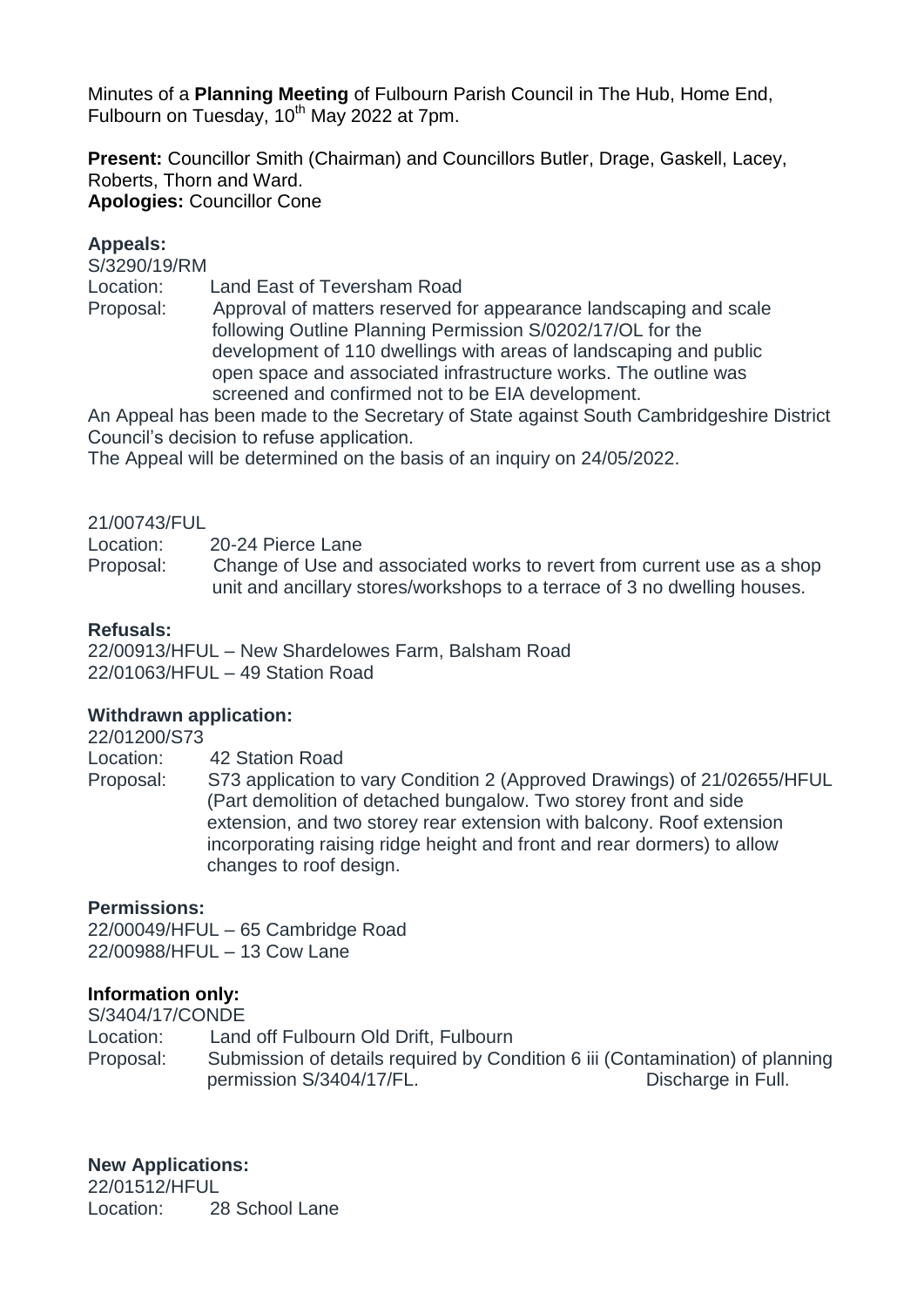Minutes of a **Planning Meeting** of Fulbourn Parish Council in The Hub, Home End, Fulbourn on Tuesday, 10th May 2022 at 7pm.

**Present:** Councillor Smith (Chairman) and Councillors Butler, Drage, Gaskell, Lacey, Roberts, Thorn and Ward.
**Apologies:** Councillor Cone

**Appeals:**

S/3290/19/RM

Location: Land East of Teversham Road

Proposal: Approval of matters reserved for appearance landscaping and scale following Outline Planning Permission S/0202/17/OL for the development of 110 dwellings with areas of landscaping and public open space and associated infrastructure works. The outline was screened and confirmed not to be EIA development.

An Appeal has been made to the Secretary of State against South Cambridgeshire District Council's decision to refuse application.

The Appeal will be determined on the basis of an inquiry on 24/05/2022.

21/00743/FUL

Location: 20-24 Pierce Lane

Proposal: Change of Use and associated works to revert from current use as a shop unit and ancillary stores/workshops to a terrace of 3 no dwelling houses.

**Refusals:**

22/00913/HFUL – New Shardelowes Farm, Balsham Road
22/01063/HFUL – 49 Station Road

**Withdrawn application:**

22/01200/S73

Location: 42 Station Road

Proposal: S73 application to vary Condition 2 (Approved Drawings) of 21/02655/HFUL (Part demolition of detached bungalow. Two storey front and side extension, and two storey rear extension with balcony. Roof extension incorporating raising ridge height and front and rear dormers) to allow changes to roof design.

**Permissions:**

22/00049/HFUL – 65 Cambridge Road
22/00988/HFUL – 13 Cow Lane

**Information only:**

S/3404/17/CONDE

Location: Land off Fulbourn Old Drift, Fulbourn

Proposal: Submission of details required by Condition 6 iii (Contamination) of planning permission S/3404/17/FL. Discharge in Full.

**New Applications:**

22/01512/HFUL

Location: 28 School Lane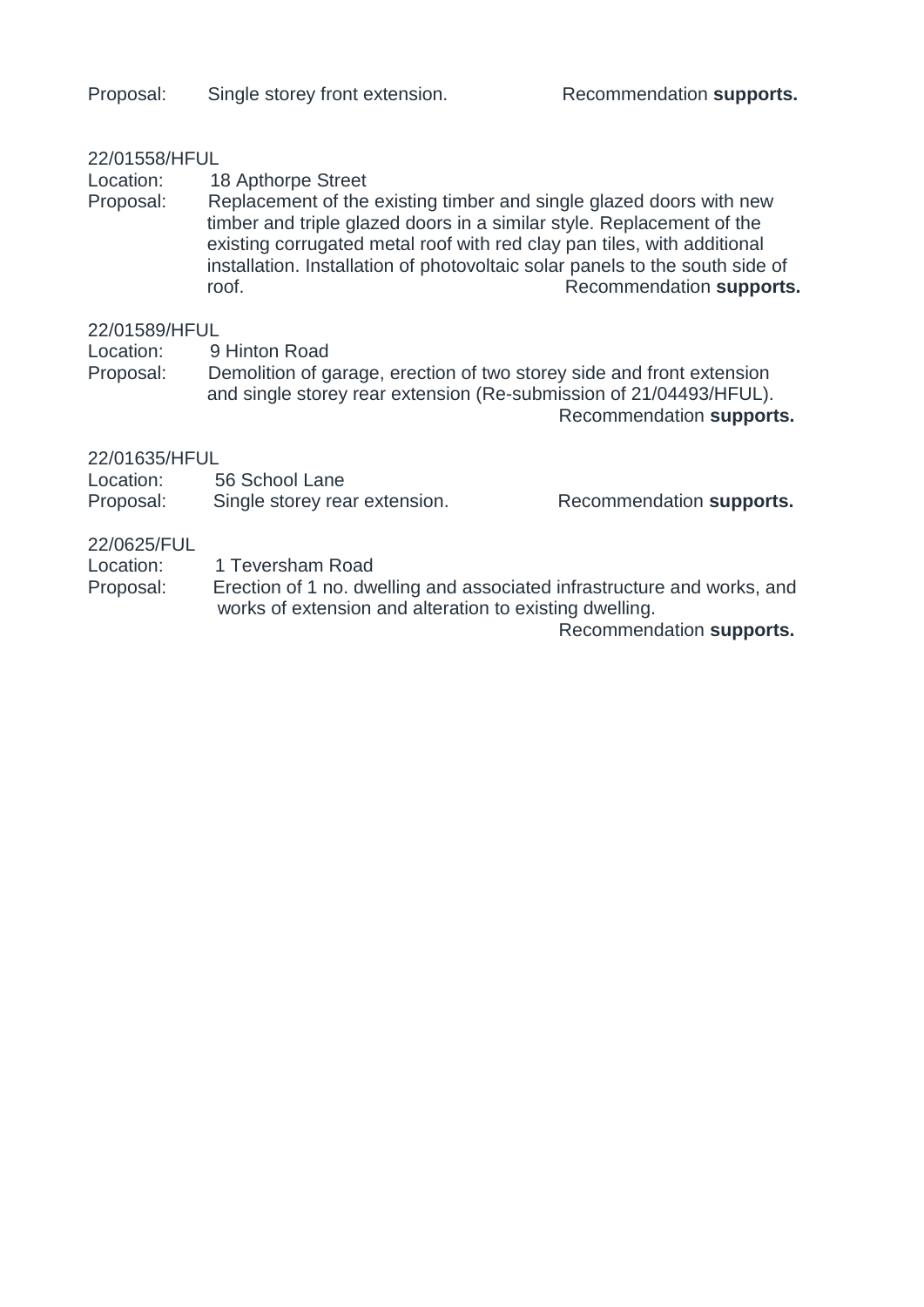Proposal: Single storey front extension. Recommendation **supports.**

22/01558/HFUL
Location: 18 Apthorpe Street
Proposal: Replacement of the existing timber and single glazed doors with new timber and triple glazed doors in a similar style. Replacement of the existing corrugated metal roof with red clay pan tiles, with additional installation. Installation of photovoltaic solar panels to the south side of roof. Recommendation **supports.**

22/01589/HFUL
Location: 9 Hinton Road
Proposal: Demolition of garage, erection of two storey side and front extension and single storey rear extension (Re-submission of 21/04493/HFUL). Recommendation **supports.**

22/01635/HFUL
Location: 56 School Lane
Proposal: Single storey rear extension. Recommendation **supports.**

22/0625/FUL
Location: 1 Teversham Road
Proposal: Erection of 1 no. dwelling and associated infrastructure and works, and works of extension and alteration to existing dwelling. Recommendation **supports.**